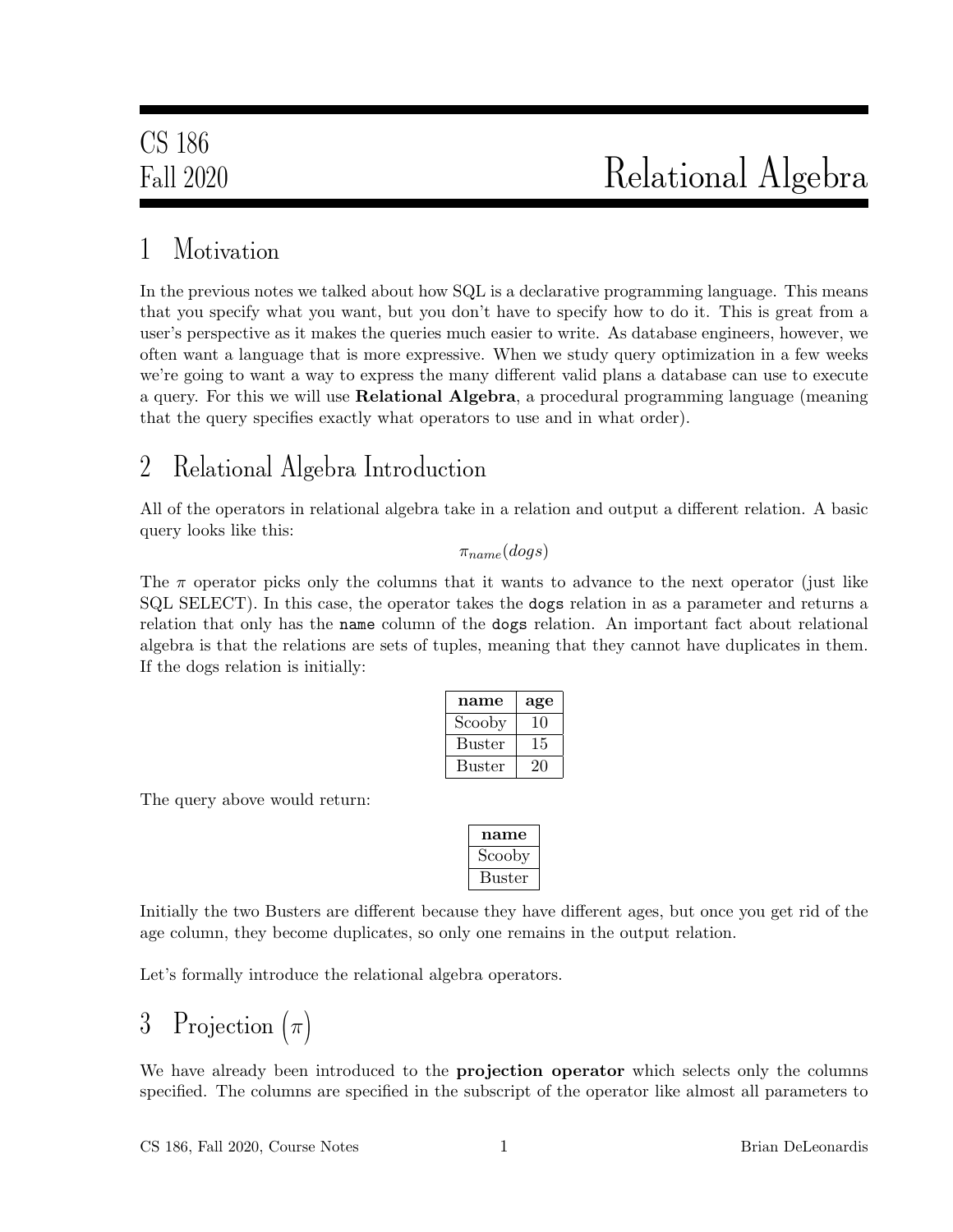# CS 186 Fall 2020 — Relational Algebra

## 1 Motivation

In the previous notes we talked about how SQL is a declarative programming language. This means that you specify what you want, but you don't have to specify how to do it. This is great from a user's perspective as it makes the queries much easier to write. As database engineers, however, we often want a language that is more expressive. When we study query optimization in a few weeks we're going to want a way to express the many different valid plans a database can use to execute a query. For this we will use **Relational Algebra**, a procedural programming language (meaning that the query specifies exactly what operators to use and in what order).

## 2 Relational Algebra Introduction

All of the operators in relational algebra take in a relation and output a different relation. A basic query looks like this:

$$\pi_{name}(dogs)$$

The $\pi$ operator picks only the columns that it wants to advance to the next operator (just like SQL SELECT). In this case, the operator takes the `dogs` relation in as a parameter and returns a relation that only has the `name` column of the `dogs` relation. An important fact about relational algebra is that the relations are sets of tuples, meaning that they cannot have duplicates in them. If the dogs relation is initially:

| name | age |
|---|---|
| Scooby | 10 |
| Buster | 15 |
| Buster | 20 |

The query above would return:

| name |
|---|
| Scooby |
| Buster |

Initially the two Busters are different because they have different ages, but once you get rid of the age column, they become duplicates, so only one remains in the output relation.

Let's formally introduce the relational algebra operators.

## 3 Projection ($\pi$)

We have already been introduced to the **projection operator** which selects only the columns specified. The columns are specified in the subscript of the operator like almost all parameters to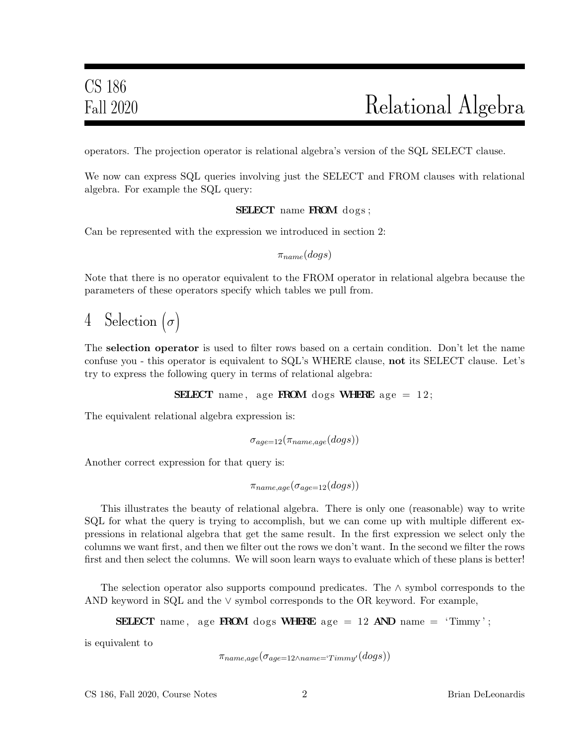operators. The projection operator is relational algebra's version of the SQL SELECT clause.

We now can express SQL queries involving just the SELECT and FROM clauses with relational algebra. For example the SQL query:

```
SELECT name FROM dogs;
```

Can be represented with the expression we introduced in section 2:

$$\pi_{name}(dogs)$$

Note that there is no operator equivalent to the FROM operator in relational algebra because the parameters of these operators specify which tables we pull from.

# 4 Selection ($\sigma$)

The **selection operator** is used to filter rows based on a certain condition. Don't let the name confuse you - this operator is equivalent to SQL's WHERE clause, **not** its SELECT clause. Let's try to express the following query in terms of relational algebra:

```
SELECT name, age FROM dogs WHERE age = 12;
```

The equivalent relational algebra expression is:

$$\sigma_{age=12}(\pi_{name,age}(dogs))$$

Another correct expression for that query is:

$$\pi_{name,age}(\sigma_{age=12}(dogs))$$

This illustrates the beauty of relational algebra. There is only one (reasonable) way to write SQL for what the query is trying to accomplish, but we can come up with multiple different expressions in relational algebra that get the same result. In the first expression we select only the columns we want first, and then we filter out the rows we don't want. In the second we filter the rows first and then select the columns. We will soon learn ways to evaluate which of these plans is better!

The selection operator also supports compound predicates. The $\wedge$ symbol corresponds to the AND keyword in SQL and the $\vee$ symbol corresponds to the OR keyword. For example,

```
SELECT name, age FROM dogs WHERE age = 12 AND name = 'Timmy';
```

is equivalent to

$$\pi_{name,age}(\sigma_{age=12 \wedge name='Timmy'}(dogs))$$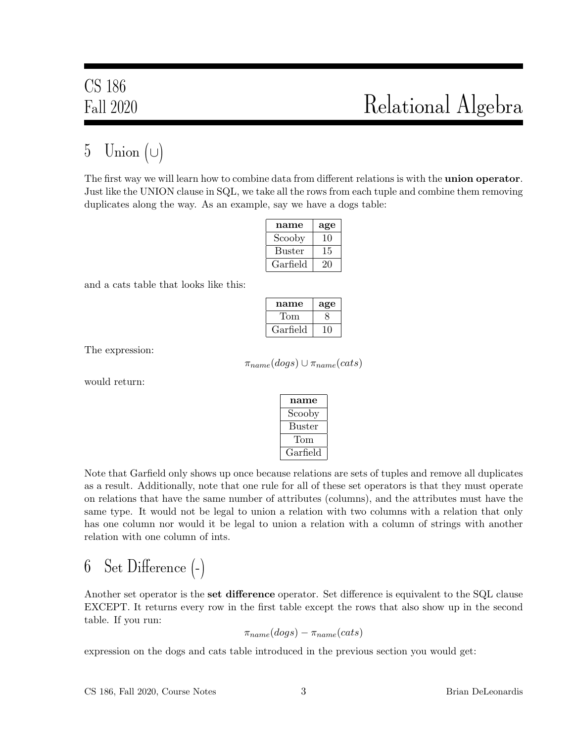## 5 Union ($\cup$)

The first way we will learn how to combine data from different relations is with the **union operator**. Just like the UNION clause in SQL, we take all the rows from each tuple and combine them removing duplicates along the way. As an example, say we have a dogs table:

| **name** | **age** |
|---|---|
| Scooby | 10 |
| Buster | 15 |
| Garfield | 20 |

and a cats table that looks like this:

| **name** | **age** |
|---|---|
| Tom | 8 |
| Garfield | 10 |

The expression:

$$\pi_{name}(dogs) \cup \pi_{name}(cats)$$

would return:

| **name** |
|---|
| Scooby |
| Buster |
| Tom |
| Garfield |

Note that Garfield only shows up once because relations are sets of tuples and remove all duplicates as a result. Additionally, note that one rule for all of these set operators is that they must operate on relations that have the same number of attributes (columns), and the attributes must have the same type. It would not be legal to union a relation with two columns with a relation that only has one column nor would it be legal to union a relation with a column of strings with another relation with one column of ints.

## 6 Set Difference (-)

Another set operator is the **set difference** operator. Set difference is equivalent to the SQL clause EXCEPT. It returns every row in the first table except the rows that also show up in the second table. If you run:

$$\pi_{name}(dogs) - \pi_{name}(cats)$$

expression on the dogs and cats table introduced in the previous section you would get: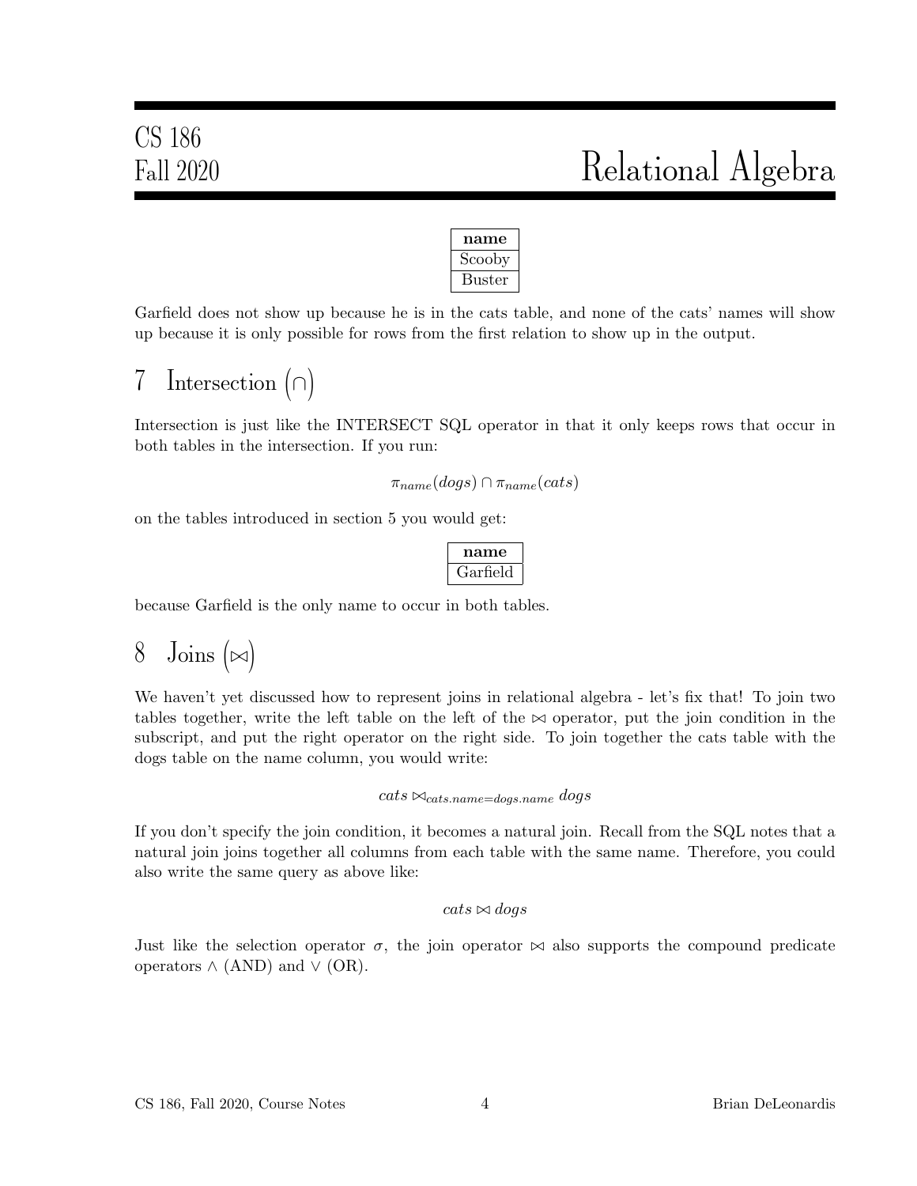| name |
| --- |
| Scooby |
| Buster |

Garfield does not show up because he is in the cats table, and none of the cats' names will show up because it is only possible for rows from the first relation to show up in the output.

# 7 Intersection ($\cap$)

Intersection is just like the INTERSECT SQL operator in that it only keeps rows that occur in both tables in the intersection. If you run:

$$\pi_{name}(dogs) \cap \pi_{name}(cats)$$

on the tables introduced in section 5 you would get:

| name |
| --- |
| Garfield |

because Garfield is the only name to occur in both tables.

# 8 Joins ($\bowtie$)

We haven't yet discussed how to represent joins in relational algebra - let's fix that! To join two tables together, write the left table on the left of the $\bowtie$ operator, put the join condition in the subscript, and put the right operator on the right side. To join together the cats table with the dogs table on the name column, you would write:

$$cats \bowtie_{cats.name=dogs.name} dogs$$

If you don't specify the join condition, it becomes a natural join. Recall from the SQL notes that a natural join joins together all columns from each table with the same name. Therefore, you could also write the same query as above like:

$$cats \bowtie dogs$$

Just like the selection operator $\sigma$, the join operator $\bowtie$ also supports the compound predicate operators $\wedge$ (AND) and $\vee$ (OR).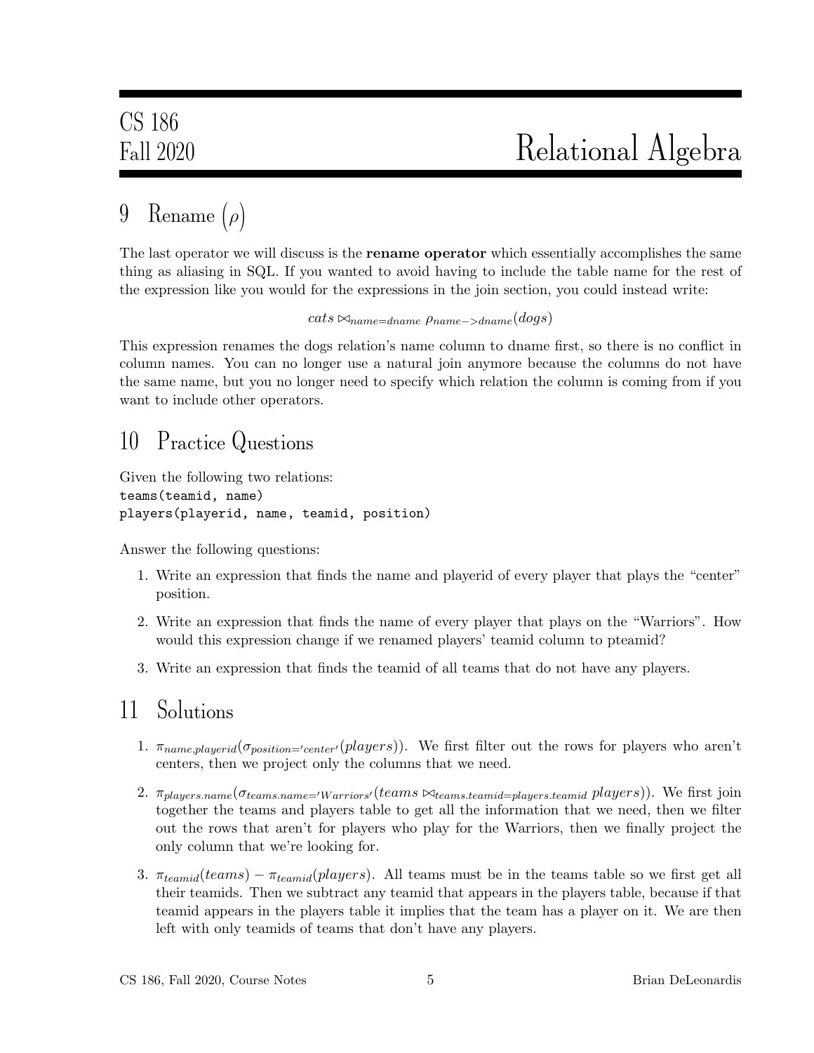# 9 Rename $(\rho)$

The last operator we will discuss is the **rename operator** which essentially accomplishes the same thing as aliasing in SQL. If you wanted to avoid having to include the table name for the rest of the expression like you would for the expressions in the join section, you could instead write:

$$cats \bowtie_{name=dname} \rho_{name->dname}(dogs)$$

This expression renames the dogs relation's name column to dname first, so there is no conflict in column names. You can no longer use a natural join anymore because the columns do not have the same name, but you no longer need to specify which relation the column is coming from if you want to include other operators.

# 10 Practice Questions

Given the following two relations:
`teams(teamid, name)`
`players(playerid, name, teamid, position)`

Answer the following questions:

1. Write an expression that finds the name and playerid of every player that plays the "center" position.
2. Write an expression that finds the name of every player that plays on the "Warriors". How would this expression change if we renamed players' teamid column to pteamid?
3. Write an expression that finds the teamid of all teams that do not have any players.

# 11 Solutions

1. $\pi_{name,playerid}(\sigma_{position='center'}(players))$. We first filter out the rows for players who aren't centers, then we project only the columns that we need.
2. $\pi_{players.name}(\sigma_{teams.name='Warriors'}(teams \bowtie_{teams.teamid=players.teamid} players))$. We first join together the teams and players table to get all the information that we need, then we filter out the rows that aren't for players who play for the Warriors, then we finally project the only column that we're looking for.
3. $\pi_{teamid}(teams) - \pi_{teamid}(players)$. All teams must be in the teams table so we first get all their teamids. Then we subtract any teamid that appears in the players table, because if that teamid appears in the players table it implies that the team has a player on it. We are then left with only teamids of teams that don't have any players.